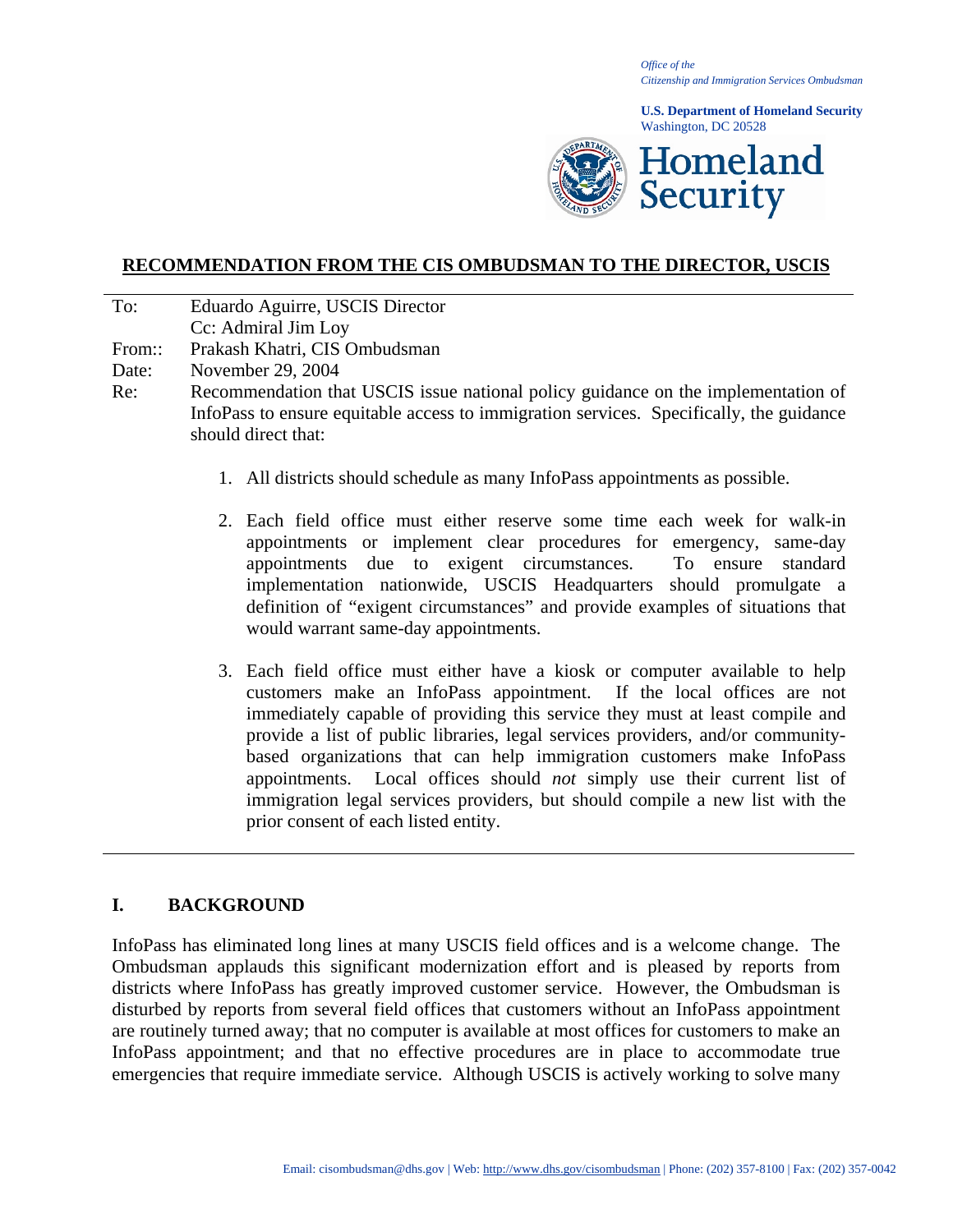*Office of the*
*Citizenship and Immigration Services Ombudsman*

**U.S. Department of Homeland Security**
Washington, DC 20528

**Homeland Security**

## RECOMMENDATION FROM THE CIS OMBUDSMAN TO THE DIRECTOR, USCIS

To: Eduardo Aguirre, USCIS Director
Cc: Admiral Jim Loy
From:: Prakash Khatri, CIS Ombudsman
Date: November 29, 2004
Re: Recommendation that USCIS issue national policy guidance on the implementation of InfoPass to ensure equitable access to immigration services. Specifically, the guidance should direct that:

1. All districts should schedule as many InfoPass appointments as possible.

2. Each field office must either reserve some time each week for walk-in appointments or implement clear procedures for emergency, same-day appointments due to exigent circumstances. To ensure standard implementation nationwide, USCIS Headquarters should promulgate a definition of "exigent circumstances" and provide examples of situations that would warrant same-day appointments.

3. Each field office must either have a kiosk or computer available to help customers make an InfoPass appointment. If the local offices are not immediately capable of providing this service they must at least compile and provide a list of public libraries, legal services providers, and/or community-based organizations that can help immigration customers make InfoPass appointments. Local offices should *not* simply use their current list of immigration legal services providers, but should compile a new list with the prior consent of each listed entity.

---

## I. BACKGROUND

InfoPass has eliminated long lines at many USCIS field offices and is a welcome change. The Ombudsman applauds this significant modernization effort and is pleased by reports from districts where InfoPass has greatly improved customer service. However, the Ombudsman is disturbed by reports from several field offices that customers without an InfoPass appointment are routinely turned away; that no computer is available at most offices for customers to make an InfoPass appointment; and that no effective procedures are in place to accommodate true emergencies that require immediate service. Although USCIS is actively working to solve many

Email: cisombudsman@dhs.gov | Web: http://www.dhs.gov/cisombudsman | Phone: (202) 357-8100 | Fax: (202) 357-0042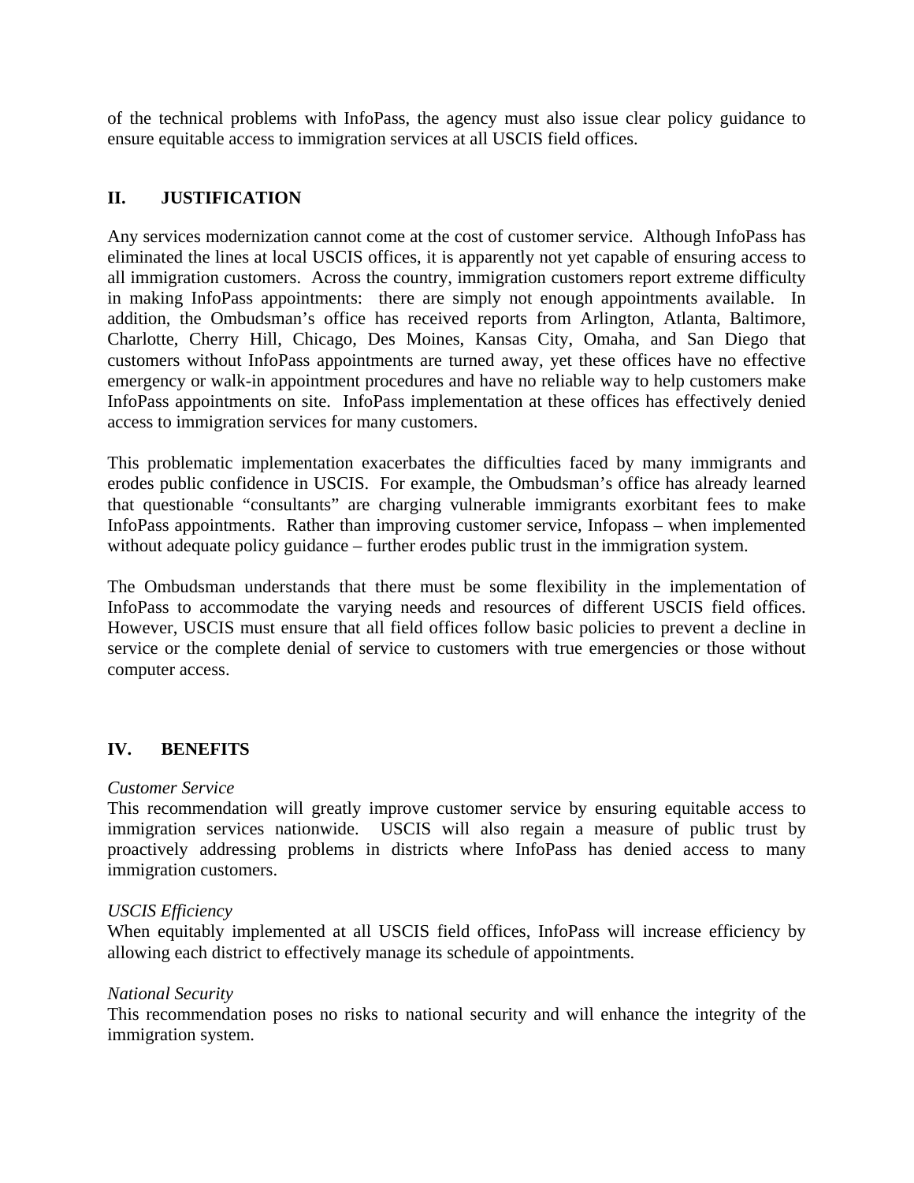of the technical problems with InfoPass, the agency must also issue clear policy guidance to ensure equitable access to immigration services at all USCIS field offices.

## II. JUSTIFICATION

Any services modernization cannot come at the cost of customer service. Although InfoPass has eliminated the lines at local USCIS offices, it is apparently not yet capable of ensuring access to all immigration customers. Across the country, immigration customers report extreme difficulty in making InfoPass appointments: there are simply not enough appointments available. In addition, the Ombudsman's office has received reports from Arlington, Atlanta, Baltimore, Charlotte, Cherry Hill, Chicago, Des Moines, Kansas City, Omaha, and San Diego that customers without InfoPass appointments are turned away, yet these offices have no effective emergency or walk-in appointment procedures and have no reliable way to help customers make InfoPass appointments on site. InfoPass implementation at these offices has effectively denied access to immigration services for many customers.

This problematic implementation exacerbates the difficulties faced by many immigrants and erodes public confidence in USCIS. For example, the Ombudsman's office has already learned that questionable "consultants" are charging vulnerable immigrants exorbitant fees to make InfoPass appointments. Rather than improving customer service, Infopass – when implemented without adequate policy guidance – further erodes public trust in the immigration system.

The Ombudsman understands that there must be some flexibility in the implementation of InfoPass to accommodate the varying needs and resources of different USCIS field offices. However, USCIS must ensure that all field offices follow basic policies to prevent a decline in service or the complete denial of service to customers with true emergencies or those without computer access.

## IV. BENEFITS

*Customer Service*
This recommendation will greatly improve customer service by ensuring equitable access to immigration services nationwide. USCIS will also regain a measure of public trust by proactively addressing problems in districts where InfoPass has denied access to many immigration customers.

*USCIS Efficiency*
When equitably implemented at all USCIS field offices, InfoPass will increase efficiency by allowing each district to effectively manage its schedule of appointments.

*National Security*
This recommendation poses no risks to national security and will enhance the integrity of the immigration system.